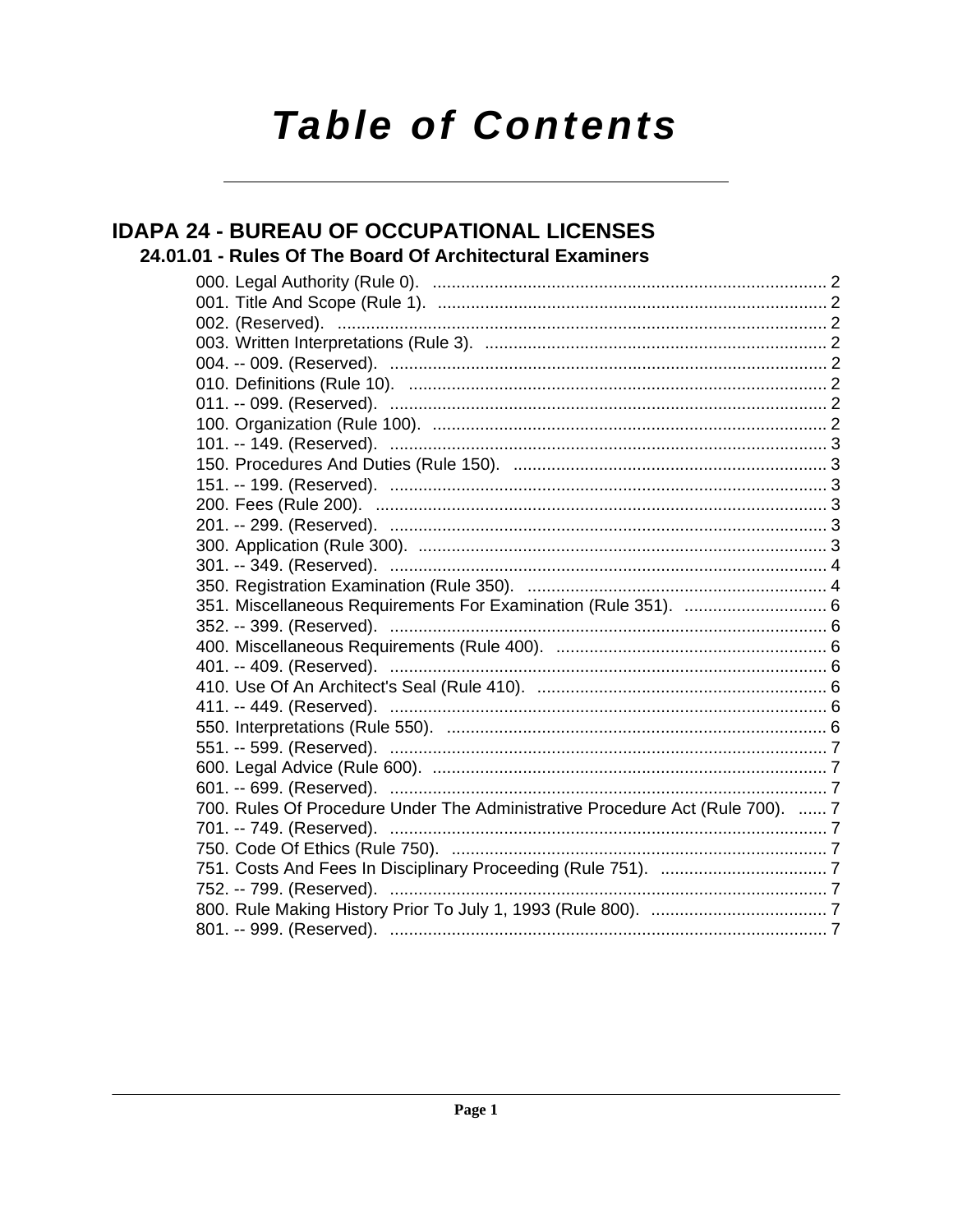# Table of Contents

## IDAPA 24 - BUREAU OF OCCUPATIONAL LICENSES

### 24.01.01 - Rules Of The Board Of Architectural Examiners

000. Legal Authority (Rule 0). ........................................ 2
001. Title And Scope (Rule 1). ........................................ 2
002. (Reserved). ........................................ 2
003. Written Interpretations (Rule 3). ........................................ 2
004. -- 009. (Reserved). ........................................ 2
010. Definitions (Rule 10). ........................................ 2
011. -- 099. (Reserved). ........................................ 2
100. Organization (Rule 100). ........................................ 2
101. -- 149. (Reserved). ........................................ 3
150. Procedures And Duties (Rule 150). ........................................ 3
151. -- 199. (Reserved). ........................................ 3
200. Fees (Rule 200). ........................................ 3
201. -- 299. (Reserved). ........................................ 3
300. Application (Rule 300). ........................................ 3
301. -- 349. (Reserved). ........................................ 4
350. Registration Examination (Rule 350). ........................................ 4
351. Miscellaneous Requirements For Examination (Rule 351). ........................................ 6
352. -- 399. (Reserved). ........................................ 6
400. Miscellaneous Requirements (Rule 400). ........................................ 6
401. -- 409. (Reserved). ........................................ 6
410. Use Of An Architect's Seal (Rule 410). ........................................ 6
411. -- 449. (Reserved). ........................................ 6
550. Interpretations (Rule 550). ........................................ 6
551. -- 599. (Reserved). ........................................ 7
600. Legal Advice (Rule 600). ........................................ 7
601. -- 699. (Reserved). ........................................ 7
700. Rules Of Procedure Under The Administrative Procedure Act (Rule 700). ...... 7
701. -- 749. (Reserved). ........................................ 7
750. Code Of Ethics (Rule 750). ........................................ 7
751. Costs And Fees In Disciplinary Proceeding (Rule 751). ........................................ 7
752. -- 799. (Reserved). ........................................ 7
800. Rule Making History Prior To July 1, 1993 (Rule 800). ........................................ 7
801. -- 999. (Reserved). ........................................ 7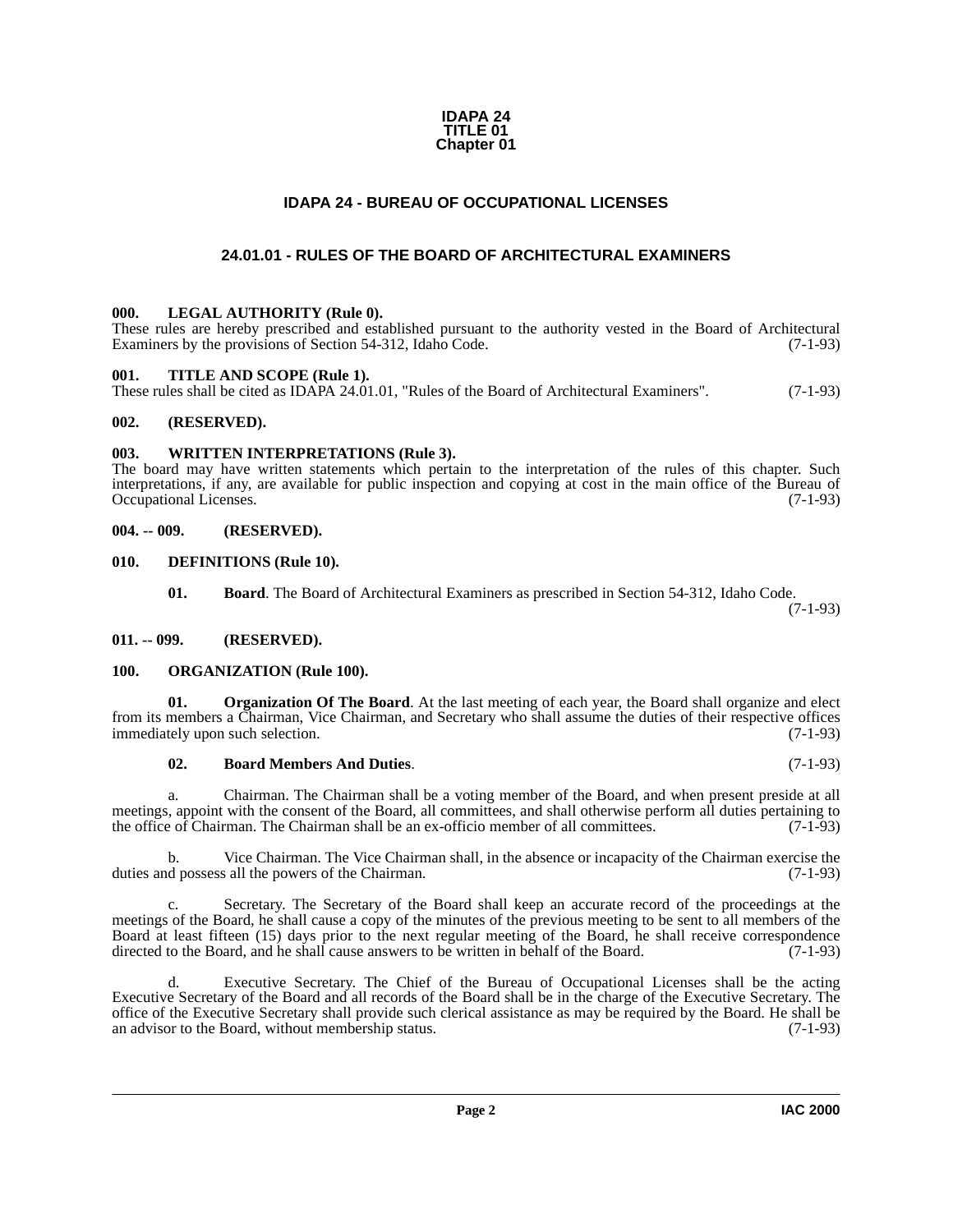**IDAPA 24**
**TITLE 01**
**Chapter 01**

# IDAPA 24 - BUREAU OF OCCUPATIONAL LICENSES

## 24.01.01 - RULES OF THE BOARD OF ARCHITECTURAL EXAMINERS

### 000. LEGAL AUTHORITY (Rule 0).

These rules are hereby prescribed and established pursuant to the authority vested in the Board of Architectural Examiners by the provisions of Section 54-312, Idaho Code. (7-1-93)

### 001. TITLE AND SCOPE (Rule 1).

These rules shall be cited as IDAPA 24.01.01, "Rules of the Board of Architectural Examiners". (7-1-93)

### 002. (RESERVED).

### 003. WRITTEN INTERPRETATIONS (Rule 3).

The board may have written statements which pertain to the interpretation of the rules of this chapter. Such interpretations, if any, are available for public inspection and copying at cost in the main office of the Bureau of Occupational Licenses. (7-1-93)

### 004. -- 009. (RESERVED).

### 010. DEFINITIONS (Rule 10).

**01. Board**. The Board of Architectural Examiners as prescribed in Section 54-312, Idaho Code. (7-1-93)

### 011. -- 099. (RESERVED).

### 100. ORGANIZATION (Rule 100).

**01. Organization Of The Board**. At the last meeting of each year, the Board shall organize and elect from its members a Chairman, Vice Chairman, and Secretary who shall assume the duties of their respective offices immediately upon such selection. (7-1-93)

**02. Board Members And Duties**. (7-1-93)

a. Chairman. The Chairman shall be a voting member of the Board, and when present preside at all meetings, appoint with the consent of the Board, all committees, and shall otherwise perform all duties pertaining to the office of Chairman. The Chairman shall be an ex-officio member of all committees. (7-1-93)

b. Vice Chairman. The Vice Chairman shall, in the absence or incapacity of the Chairman exercise the duties and possess all the powers of the Chairman. (7-1-93)

c. Secretary. The Secretary of the Board shall keep an accurate record of the proceedings at the meetings of the Board, he shall cause a copy of the minutes of the previous meeting to be sent to all members of the Board at least fifteen (15) days prior to the next regular meeting of the Board, he shall receive correspondence directed to the Board, and he shall cause answers to be written in behalf of the Board. (7-1-93)

d. Executive Secretary. The Chief of the Bureau of Occupational Licenses shall be the acting Executive Secretary of the Board and all records of the Board shall be in the charge of the Executive Secretary. The office of the Executive Secretary shall provide such clerical assistance as may be required by the Board. He shall be an advisor to the Board, without membership status. (7-1-93)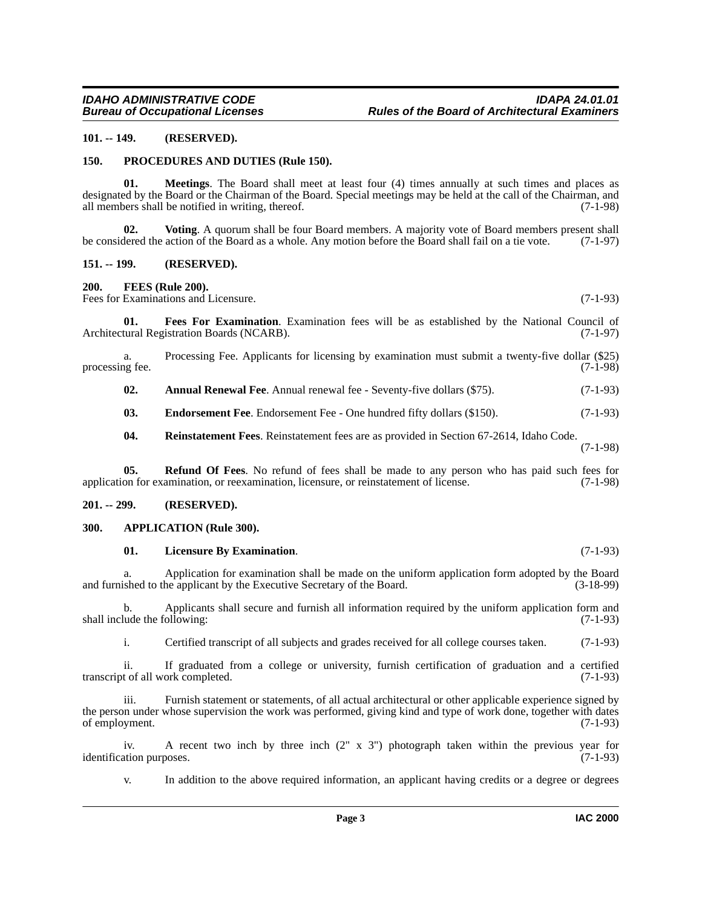**101. -- 149. (RESERVED).**

**150. PROCEDURES AND DUTIES (Rule 150).**

**01. Meetings**. The Board shall meet at least four (4) times annually at such times and places as designated by the Board or the Chairman of the Board. Special meetings may be held at the call of the Chairman, and all members shall be notified in writing, thereof. (7-1-98)

**02. Voting**. A quorum shall be four Board members. A majority vote of Board members present shall be considered the action of the Board as a whole. Any motion before the Board shall fail on a tie vote. (7-1-97)

**151. -- 199. (RESERVED).**

**200. FEES (Rule 200).**

Fees for Examinations and Licensure. (7-1-93)

**01. Fees For Examination**. Examination fees will be as established by the National Council of Architectural Registration Boards (NCARB). (7-1-97)

a. Processing Fee. Applicants for licensing by examination must submit a twenty-five dollar ($25) processing fee. (7-1-98)

**02. Annual Renewal Fee**. Annual renewal fee - Seventy-five dollars ($75). (7-1-93)

**03. Endorsement Fee**. Endorsement Fee - One hundred fifty dollars ($150). (7-1-93)

**04. Reinstatement Fees**. Reinstatement fees are as provided in Section 67-2614, Idaho Code. (7-1-98)

**05. Refund Of Fees**. No refund of fees shall be made to any person who has paid such fees for application for examination, or reexamination, licensure, or reinstatement of license. (7-1-98)

**201. -- 299. (RESERVED).**

**300. APPLICATION (Rule 300).**

**01. Licensure By Examination**. (7-1-93)

a. Application for examination shall be made on the uniform application form adopted by the Board and furnished to the applicant by the Executive Secretary of the Board. (3-18-99)

b. Applicants shall secure and furnish all information required by the uniform application form and shall include the following: (7-1-93)

i. Certified transcript of all subjects and grades received for all college courses taken. (7-1-93)

ii. If graduated from a college or university, furnish certification of graduation and a certified transcript of all work completed. (7-1-93)

iii. Furnish statement or statements, of all actual architectural or other applicable experience signed by the person under whose supervision the work was performed, giving kind and type of work done, together with dates of employment. (7-1-93)

iv. A recent two inch by three inch (2" x 3") photograph taken within the previous year for identification purposes. (7-1-93)

v. In addition to the above required information, an applicant having credits or a degree or degrees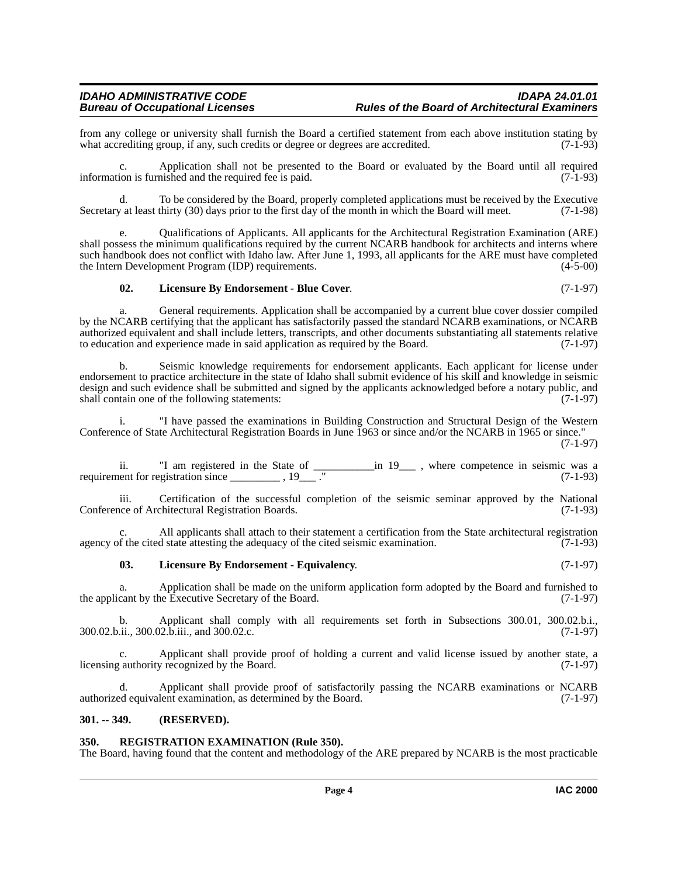from any college or university shall furnish the Board a certified statement from each above institution stating by what accrediting group, if any, such credits or degree or degrees are accredited. (7-1-93)

c. Application shall not be presented to the Board or evaluated by the Board until all required information is furnished and the required fee is paid. (7-1-93)

d. To be considered by the Board, properly completed applications must be received by the Executive Secretary at least thirty (30) days prior to the first day of the month in which the Board will meet. (7-1-98)

e. Qualifications of Applicants. All applicants for the Architectural Registration Examination (ARE) shall possess the minimum qualifications required by the current NCARB handbook for architects and interns where such handbook does not conflict with Idaho law. After June 1, 1993, all applicants for the ARE must have completed the Intern Development Program (IDP) requirements. (4-5-00)

**02. Licensure By Endorsement - Blue Cover**. (7-1-97)

a. General requirements. Application shall be accompanied by a current blue cover dossier compiled by the NCARB certifying that the applicant has satisfactorily passed the standard NCARB examinations, or NCARB authorized equivalent and shall include letters, transcripts, and other documents substantiating all statements relative to education and experience made in said application as required by the Board. (7-1-97)

b. Seismic knowledge requirements for endorsement applicants. Each applicant for license under endorsement to practice architecture in the state of Idaho shall submit evidence of his skill and knowledge in seismic design and such evidence shall be submitted and signed by the applicants acknowledged before a notary public, and shall contain one of the following statements: (7-1-97)

i. "I have passed the examinations in Building Construction and Structural Design of the Western Conference of State Architectural Registration Boards in June 1963 or since and/or the NCARB in 1965 or since." (7-1-97)

ii. "I am registered in the State of ___________in 19___ , where competence in seismic was a requirement for registration since _________ , 19___ ." (7-1-93)

iii. Certification of the successful completion of the seismic seminar approved by the National Conference of Architectural Registration Boards. (7-1-93)

c. All applicants shall attach to their statement a certification from the State architectural registration agency of the cited state attesting the adequacy of the cited seismic examination. (7-1-93)

**03. Licensure By Endorsement - Equivalency**. (7-1-97)

a. Application shall be made on the uniform application form adopted by the Board and furnished to the applicant by the Executive Secretary of the Board. (7-1-97)

b. Applicant shall comply with all requirements set forth in Subsections 300.01, 300.02.b.i., 300.02.b.ii., 300.02.b.iii., and 300.02.c. (7-1-97)

c. Applicant shall provide proof of holding a current and valid license issued by another state, a licensing authority recognized by the Board. (7-1-97)

d. Applicant shall provide proof of satisfactorily passing the NCARB examinations or NCARB authorized equivalent examination, as determined by the Board. (7-1-97)

## 301. -- 349. (RESERVED).

## 350. REGISTRATION EXAMINATION (Rule 350).

The Board, having found that the content and methodology of the ARE prepared by NCARB is the most practicable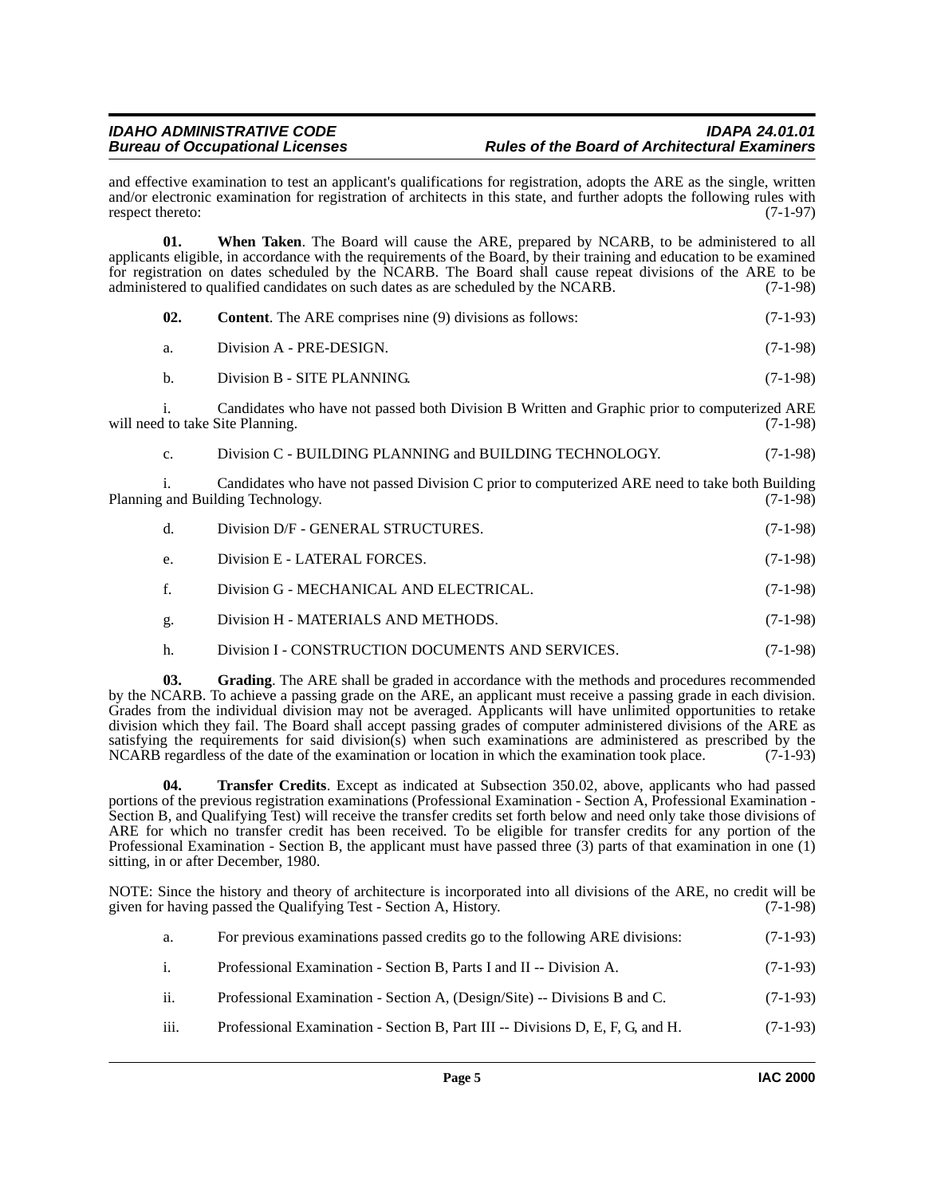and effective examination to test an applicant's qualifications for registration, adopts the ARE as the single, written and/or electronic examination for registration of architects in this state, and further adopts the following rules with respect thereto: (7-1-97)

**01. When Taken**. The Board will cause the ARE, prepared by NCARB, to be administered to all applicants eligible, in accordance with the requirements of the Board, by their training and education to be examined for registration on dates scheduled by the NCARB. The Board shall cause repeat divisions of the ARE to be administered to qualified candidates on such dates as are scheduled by the NCARB. (7-1-98)

**02. Content**. The ARE comprises nine (9) divisions as follows: (7-1-93)

a. Division A - PRE-DESIGN. (7-1-98)

b. Division B - SITE PLANNING. (7-1-98)

i. Candidates who have not passed both Division B Written and Graphic prior to computerized ARE will need to take Site Planning. (7-1-98)

c. Division C - BUILDING PLANNING and BUILDING TECHNOLOGY. (7-1-98)

i. Candidates who have not passed Division C prior to computerized ARE need to take both Building Planning and Building Technology. (7-1-98)

d. Division D/F - GENERAL STRUCTURES. (7-1-98)

e. Division E - LATERAL FORCES. (7-1-98)

f. Division G - MECHANICAL AND ELECTRICAL. (7-1-98)

g. Division H - MATERIALS AND METHODS. (7-1-98)

h. Division I - CONSTRUCTION DOCUMENTS AND SERVICES. (7-1-98)

**03. Grading**. The ARE shall be graded in accordance with the methods and procedures recommended by the NCARB. To achieve a passing grade on the ARE, an applicant must receive a passing grade in each division. Grades from the individual division may not be averaged. Applicants will have unlimited opportunities to retake division which they fail. The Board shall accept passing grades of computer administered divisions of the ARE as satisfying the requirements for said division(s) when such examinations are administered as prescribed by the NCARB regardless of the date of the examination or location in which the examination took place. (7-1-93)

**04. Transfer Credits**. Except as indicated at Subsection 350.02, above, applicants who had passed portions of the previous registration examinations (Professional Examination - Section A, Professional Examination - Section B, and Qualifying Test) will receive the transfer credits set forth below and need only take those divisions of ARE for which no transfer credit has been received. To be eligible for transfer credits for any portion of the Professional Examination - Section B, the applicant must have passed three (3) parts of that examination in one (1) sitting, in or after December, 1980.

NOTE: Since the history and theory of architecture is incorporated into all divisions of the ARE, no credit will be given for having passed the Qualifying Test - Section A, History. (7-1-98)

a. For previous examinations passed credits go to the following ARE divisions: (7-1-93)

i. Professional Examination - Section B, Parts I and II -- Division A. (7-1-93)

ii. Professional Examination - Section A, (Design/Site) -- Divisions B and C. (7-1-93)

iii. Professional Examination - Section B, Part III -- Divisions D, E, F, G, and H. (7-1-93)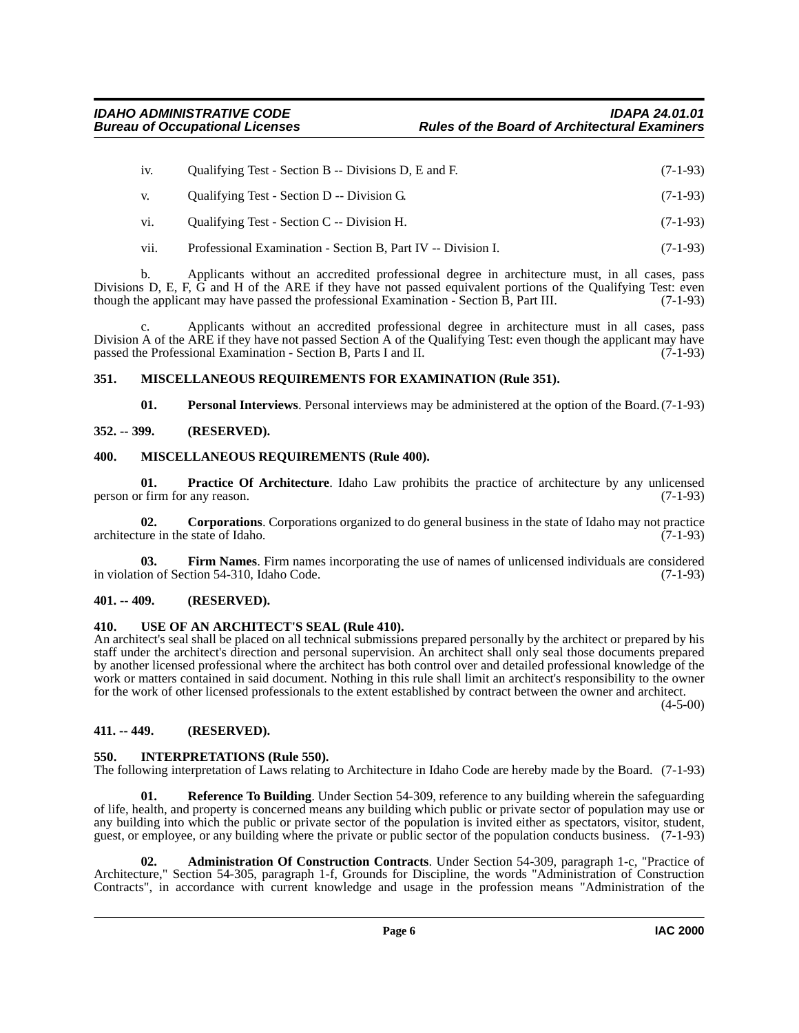iv. Qualifying Test - Section B -- Divisions D, E and F. (7-1-93)

v. Qualifying Test - Section D -- Division G. (7-1-93)

vi. Qualifying Test - Section C -- Division H. (7-1-93)

vii. Professional Examination - Section B, Part IV -- Division I. (7-1-93)

b. Applicants without an accredited professional degree in architecture must, in all cases, pass Divisions D, E, F, G and H of the ARE if they have not passed equivalent portions of the Qualifying Test: even though the applicant may have passed the professional Examination - Section B, Part III. (7-1-93)

c. Applicants without an accredited professional degree in architecture must in all cases, pass Division A of the ARE if they have not passed Section A of the Qualifying Test: even though the applicant may have passed the Professional Examination - Section B, Parts I and II. (7-1-93)

## 351. MISCELLANEOUS REQUIREMENTS FOR EXAMINATION (Rule 351).

**01. Personal Interviews**. Personal interviews may be administered at the option of the Board. (7-1-93)

## 352. -- 399. (RESERVED).

## 400. MISCELLANEOUS REQUIREMENTS (Rule 400).

**01. Practice Of Architecture**. Idaho Law prohibits the practice of architecture by any unlicensed person or firm for any reason. (7-1-93)

**02. Corporations**. Corporations organized to do general business in the state of Idaho may not practice architecture in the state of Idaho. (7-1-93)

**03. Firm Names**. Firm names incorporating the use of names of unlicensed individuals are considered in violation of Section 54-310, Idaho Code. (7-1-93)

## 401. -- 409. (RESERVED).

## 410. USE OF AN ARCHITECT'S SEAL (Rule 410).

An architect's seal shall be placed on all technical submissions prepared personally by the architect or prepared by his staff under the architect's direction and personal supervision. An architect shall only seal those documents prepared by another licensed professional where the architect has both control over and detailed professional knowledge of the work or matters contained in said document. Nothing in this rule shall limit an architect's responsibility to the owner for the work of other licensed professionals to the extent established by contract between the owner and architect. (4-5-00)

## 411. -- 449. (RESERVED).

## 550. INTERPRETATIONS (Rule 550).

The following interpretation of Laws relating to Architecture in Idaho Code are hereby made by the Board. (7-1-93)

**01. Reference To Building**. Under Section 54-309, reference to any building wherein the safeguarding of life, health, and property is concerned means any building which public or private sector of population may use or any building into which the public or private sector of the population is invited either as spectators, visitor, student, guest, or employee, or any building where the private or public sector of the population conducts business. (7-1-93)

**02. Administration Of Construction Contracts**. Under Section 54-309, paragraph 1-c, "Practice of Architecture," Section 54-305, paragraph 1-f, Grounds for Discipline, the words "Administration of Construction Contracts", in accordance with current knowledge and usage in the profession means "Administration of the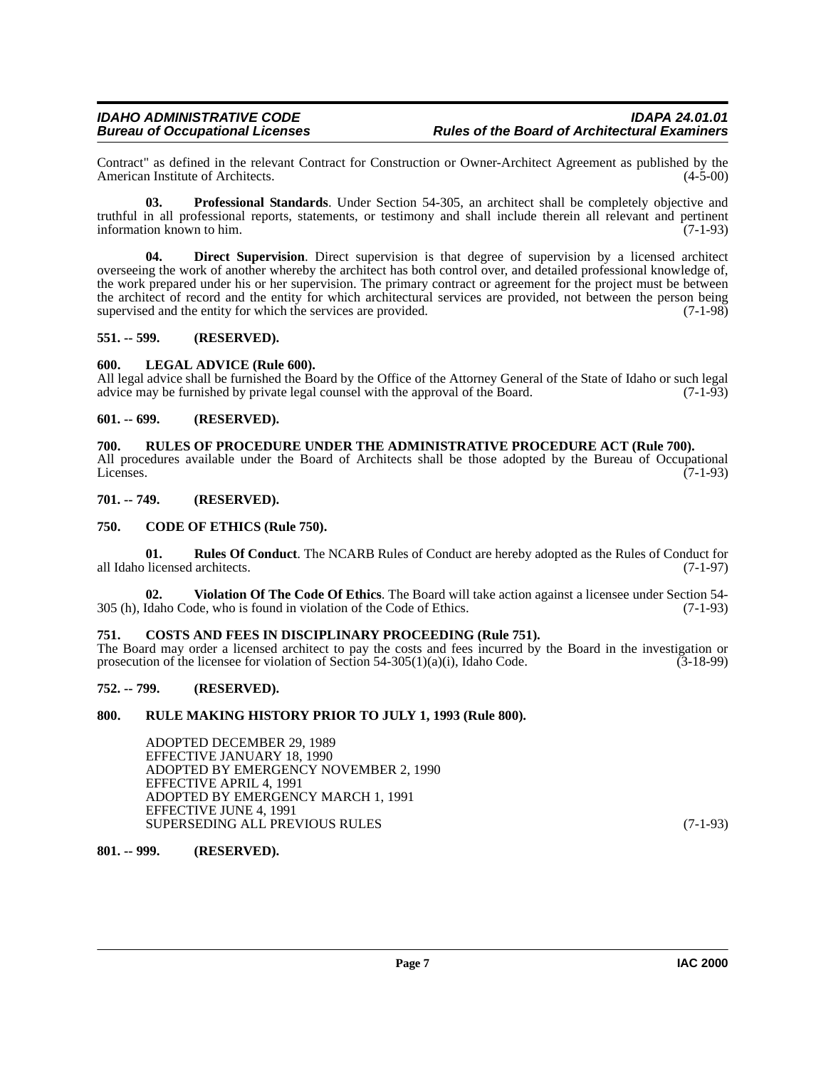Contract" as defined in the relevant Contract for Construction or Owner-Architect Agreement as published by the American Institute of Architects. (4-5-00)

**03. Professional Standards**. Under Section 54-305, an architect shall be completely objective and truthful in all professional reports, statements, or testimony and shall include therein all relevant and pertinent information known to him. (7-1-93)

**04. Direct Supervision**. Direct supervision is that degree of supervision by a licensed architect overseeing the work of another whereby the architect has both control over, and detailed professional knowledge of, the work prepared under his or her supervision. The primary contract or agreement for the project must be between the architect of record and the entity for which architectural services are provided, not between the person being supervised and the entity for which the services are provided. (7-1-98)

**551. -- 599. (RESERVED).**

**600. LEGAL ADVICE (Rule 600).**

All legal advice shall be furnished the Board by the Office of the Attorney General of the State of Idaho or such legal advice may be furnished by private legal counsel with the approval of the Board. (7-1-93)

**601. -- 699. (RESERVED).**

**700. RULES OF PROCEDURE UNDER THE ADMINISTRATIVE PROCEDURE ACT (Rule 700).**

All procedures available under the Board of Architects shall be those adopted by the Bureau of Occupational Licenses. (7-1-93)

**701. -- 749. (RESERVED).**

**750. CODE OF ETHICS (Rule 750).**

**01. Rules Of Conduct**. The NCARB Rules of Conduct are hereby adopted as the Rules of Conduct for all Idaho licensed architects. (7-1-97)

**02. Violation Of The Code Of Ethics**. The Board will take action against a licensee under Section 54-305 (h), Idaho Code, who is found in violation of the Code of Ethics. (7-1-93)

**751. COSTS AND FEES IN DISCIPLINARY PROCEEDING (Rule 751).**

The Board may order a licensed architect to pay the costs and fees incurred by the Board in the investigation or prosecution of the licensee for violation of Section 54-305(1)(a)(i), Idaho Code. (3-18-99)

**752. -- 799. (RESERVED).**

**800. RULE MAKING HISTORY PRIOR TO JULY 1, 1993 (Rule 800).**

ADOPTED DECEMBER 29, 1989
EFFECTIVE JANUARY 18, 1990
ADOPTED BY EMERGENCY NOVEMBER 2, 1990
EFFECTIVE APRIL 4, 1991
ADOPTED BY EMERGENCY MARCH 1, 1991
EFFECTIVE JUNE 4, 1991
SUPERSEDING ALL PREVIOUS RULES (7-1-93)

**801. -- 999. (RESERVED).**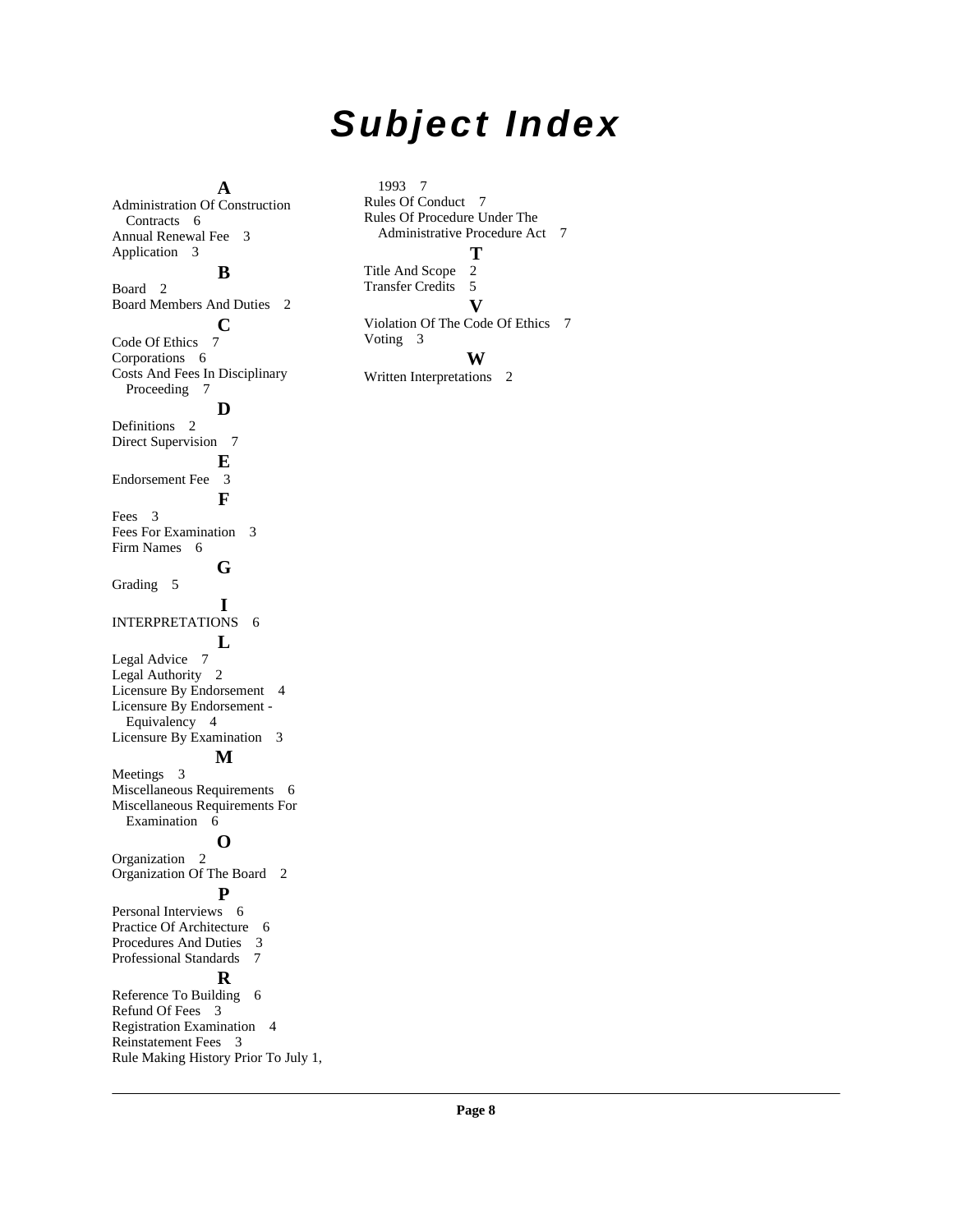# Subject Index

**A**

Administration Of Construction Contracts 6
Annual Renewal Fee 3
Application 3

**B**

Board 2
Board Members And Duties 2

**C**

Code Of Ethics 7
Corporations 6
Costs And Fees In Disciplinary Proceeding 7

**D**

Definitions 2
Direct Supervision 7

**E**

Endorsement Fee 3

**F**

Fees 3
Fees For Examination 3
Firm Names 6

**G**

Grading 5

**I**

INTERPRETATIONS 6

**L**

Legal Advice 7
Legal Authority 2
Licensure By Endorsement 4
Licensure By Endorsement - Equivalency 4
Licensure By Examination 3

**M**

Meetings 3
Miscellaneous Requirements 6
Miscellaneous Requirements For Examination 6

**O**

Organization 2
Organization Of The Board 2

**P**

Personal Interviews 6
Practice Of Architecture 6
Procedures And Duties 3
Professional Standards 7

**R**

Reference To Building 6
Refund Of Fees 3
Registration Examination 4
Reinstatement Fees 3
Rule Making History Prior To July 1, 1993 7
Rules Of Conduct 7
Rules Of Procedure Under The Administrative Procedure Act 7

**T**

Title And Scope 2
Transfer Credits 5

**V**

Violation Of The Code Of Ethics 7
Voting 3

**W**

Written Interpretations 2